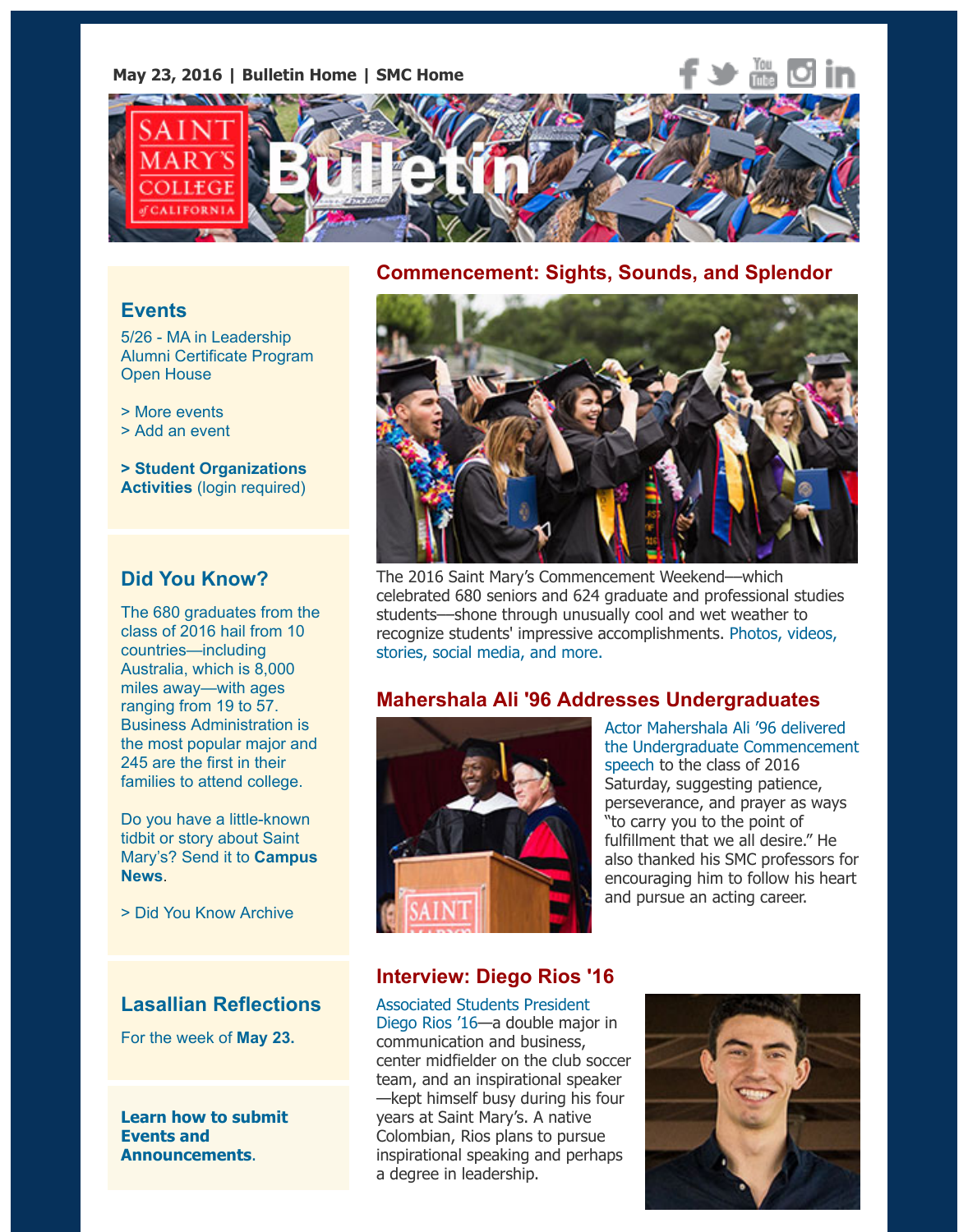May 23, 2016 | Bulletin Home | SMC Home

# Saint Mary's College of California Bulletin

## Commencement: Sights, Sounds, and Splendor

The 2016 Saint Mary's Commencement Weekend—which celebrated 680 seniors and 624 graduate and professional studies students—shone through unusually cool and wet weather to recognize students' impressive accomplishments. Photos, videos, stories, social media, and more.

## Mahershala Ali '96 Addresses Undergraduates

Actor Mahershala Ali '96 delivered the Undergraduate Commencement speech to the class of 2016 Saturday, suggesting patience, perseverance, and prayer as ways "to carry you to the point of fulfillment that we all desire." He also thanked his SMC professors for encouraging him to follow his heart and pursue an acting career.

## Interview: Diego Rios '16

Associated Students President Diego Rios '16—a double major in communication and business, center midfielder on the club soccer team, and an inspirational speaker—kept himself busy during his four years at Saint Mary's. A native Colombian, Rios plans to pursue inspirational speaking and perhaps a degree in leadership.

## Events

5/26 - MA in Leadership Alumni Certificate Program Open House

> More events
> Add an event

**> Student Organizations Activities** (login required)

## Did You Know?

The 680 graduates from the class of 2016 hail from 10 countries—including Australia, which is 8,000 miles away—with ages ranging from 19 to 57. Business Administration is the most popular major and 245 are the first in their families to attend college.

Do you have a little-known tidbit or story about Saint Mary's? Send it to **Campus News**.

> Did You Know Archive

## Lasallian Reflections

For the week of **May 23.**

**Learn how to submit Events and Announcements**.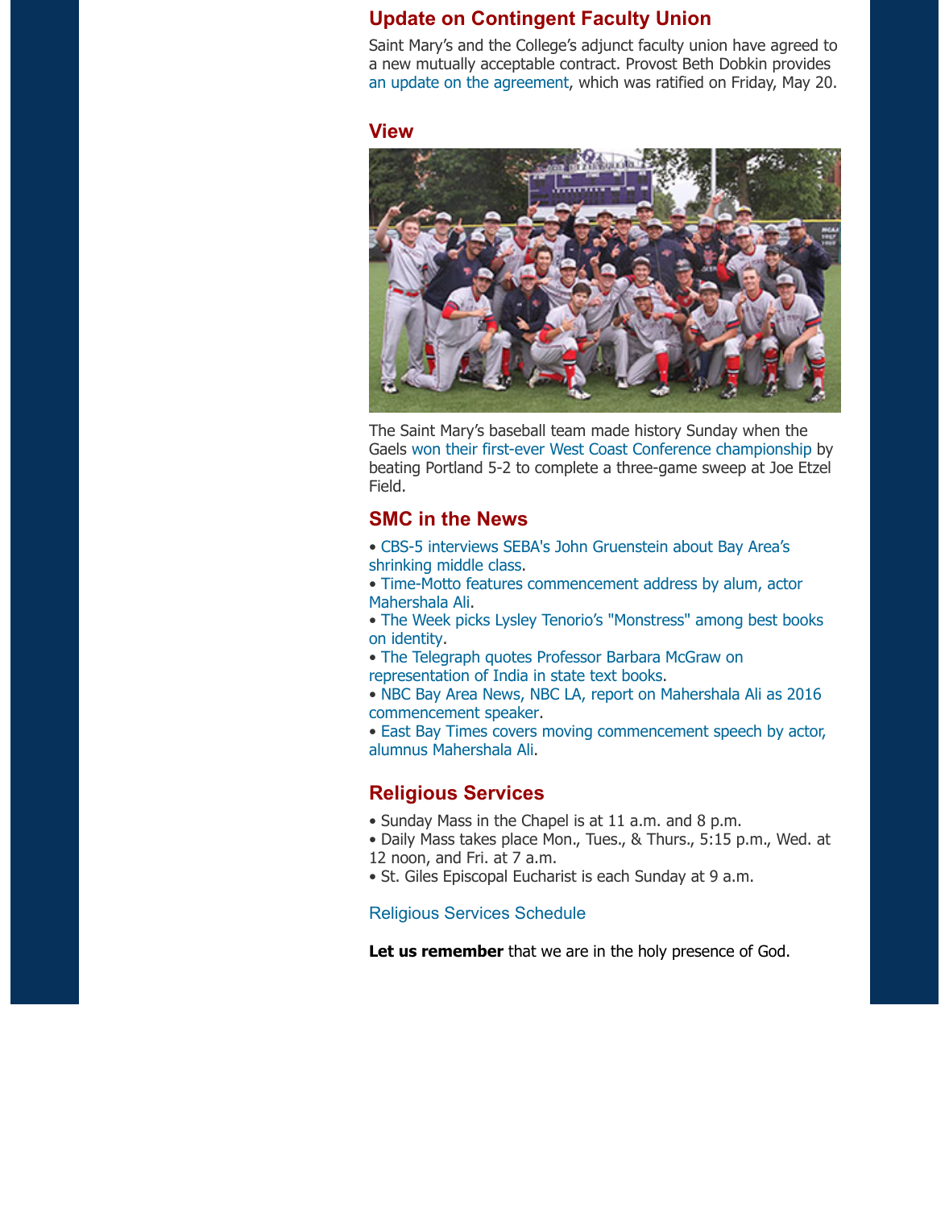## Update on Contingent Faculty Union

Saint Mary's and the College's adjunct faculty union have agreed to a new mutually acceptable contract. Provost Beth Dobkin provides an update on the agreement, which was ratified on Friday, May 20.

## View

The Saint Mary's baseball team made history Sunday when the Gaels won their first-ever West Coast Conference championship by beating Portland 5-2 to complete a three-game sweep at Joe Etzel Field.

## SMC in the News

• CBS-5 interviews SEBA's John Gruenstein about Bay Area's shrinking middle class.
• Time-Motto features commencement address by alum, actor Mahershala Ali.
• The Week picks Lysley Tenorio's "Monstress" among best books on identity.
• The Telegraph quotes Professor Barbara McGraw on representation of India in state text books.
• NBC Bay Area News, NBC LA, report on Mahershala Ali as 2016 commencement speaker.
• East Bay Times covers moving commencement speech by actor, alumnus Mahershala Ali.

## Religious Services

• Sunday Mass in the Chapel is at 11 a.m. and 8 p.m.
• Daily Mass takes place Mon., Tues., & Thurs., 5:15 p.m., Wed. at 12 noon, and Fri. at 7 a.m.
• St. Giles Episcopal Eucharist is each Sunday at 9 a.m.

Religious Services Schedule

**Let us remember** that we are in the holy presence of God.